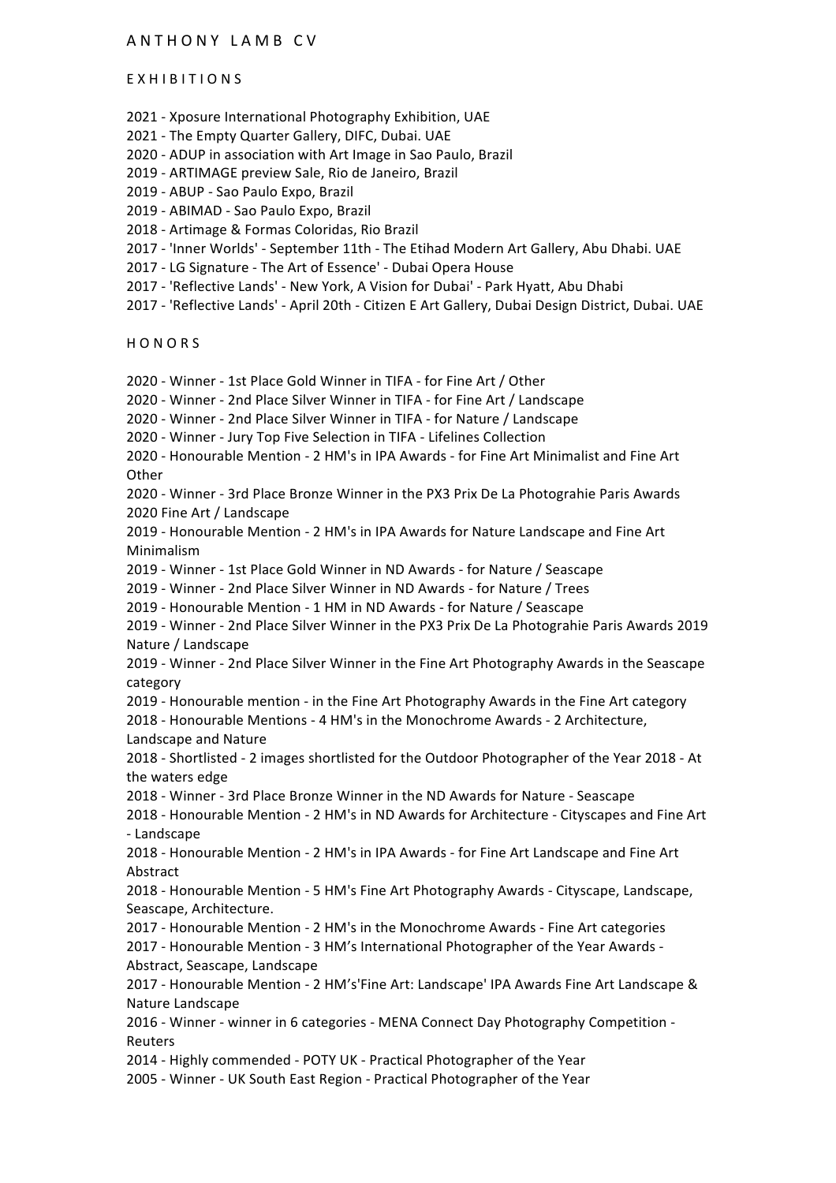# ANTHONY LAMB CV

## EXHIBITIONS

2021 - Xposure International Photography Exhibition, UAE
2021 - The Empty Quarter Gallery, DIFC, Dubai. UAE
2020 - ADUP in association with Art Image in Sao Paulo, Brazil
2019 - ARTIMAGE preview Sale, Rio de Janeiro, Brazil
2019 - ABUP - Sao Paulo Expo, Brazil
2019 - ABIMAD - Sao Paulo Expo, Brazil
2018 - Artimage & Formas Coloridas, Rio Brazil
2017 - 'Inner Worlds' - September 11th - The Etihad Modern Art Gallery, Abu Dhabi. UAE
2017 - LG Signature - The Art of Essence' - Dubai Opera House
2017 - 'Reflective Lands' - New York, A Vision for Dubai' - Park Hyatt, Abu Dhabi
2017 - 'Reflective Lands' - April 20th - Citizen E Art Gallery, Dubai Design District, Dubai. UAE

## HONORS

2020 - Winner - 1st Place Gold Winner in TIFA - for Fine Art / Other
2020 - Winner - 2nd Place Silver Winner in TIFA - for Fine Art / Landscape
2020 - Winner - 2nd Place Silver Winner in TIFA - for Nature / Landscape
2020 - Winner - Jury Top Five Selection in TIFA - Lifelines Collection
2020 - Honourable Mention - 2 HM's in IPA Awards - for Fine Art Minimalist and Fine Art Other
2020 - Winner - 3rd Place Bronze Winner in the PX3 Prix De La Photograhie Paris Awards 2020 Fine Art / Landscape
2019 - Honourable Mention - 2 HM's in IPA Awards for Nature Landscape and Fine Art Minimalism
2019 - Winner - 1st Place Gold Winner in ND Awards - for Nature / Seascape
2019 - Winner - 2nd Place Silver Winner in ND Awards - for Nature / Trees
2019 - Honourable Mention - 1 HM in ND Awards - for Nature / Seascape
2019 - Winner - 2nd Place Silver Winner in the PX3 Prix De La Photograhie Paris Awards 2019 Nature / Landscape
2019 - Winner - 2nd Place Silver Winner in the Fine Art Photography Awards in the Seascape category
2019 - Honourable mention - in the Fine Art Photography Awards in the Fine Art category
2018 - Honourable Mentions - 4 HM's in the Monochrome Awards - 2 Architecture, Landscape and Nature
2018 - Shortlisted - 2 images shortlisted for the Outdoor Photographer of the Year 2018 - At the waters edge
2018 - Winner - 3rd Place Bronze Winner in the ND Awards for Nature - Seascape
2018 - Honourable Mention - 2 HM's in ND Awards for Architecture - Cityscapes and Fine Art - Landscape
2018 - Honourable Mention - 2 HM's in IPA Awards - for Fine Art Landscape and Fine Art Abstract
2018 - Honourable Mention - 5 HM's Fine Art Photography Awards - Cityscape, Landscape, Seascape, Architecture.
2017 - Honourable Mention - 2 HM's in the Monochrome Awards - Fine Art categories
2017 - Honourable Mention - 3 HM's International Photographer of the Year Awards - Abstract, Seascape, Landscape
2017 - Honourable Mention - 2 HM's'Fine Art: Landscape' IPA Awards Fine Art Landscape & Nature Landscape
2016 - Winner - winner in 6 categories - MENA Connect Day Photography Competition - Reuters
2014 - Highly commended - POTY UK - Practical Photographer of the Year
2005 - Winner - UK South East Region - Practical Photographer of the Year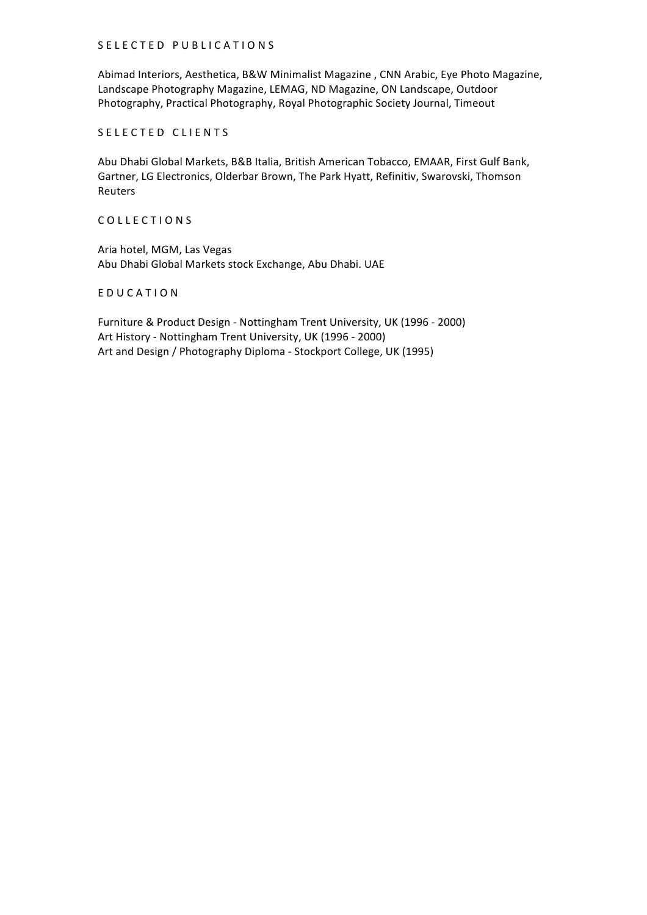## SELECTED PUBLICATIONS

Abimad Interiors, Aesthetica, B&W Minimalist Magazine , CNN Arabic, Eye Photo Magazine, Landscape Photography Magazine, LEMAG, ND Magazine, ON Landscape, Outdoor Photography, Practical Photography, Royal Photographic Society Journal, Timeout

## SELECTED CLIENTS

Abu Dhabi Global Markets, B&B Italia, British American Tobacco, EMAAR, First Gulf Bank, Gartner, LG Electronics, Olderbar Brown, The Park Hyatt, Refinitiv, Swarovski, Thomson Reuters

## COLLECTIONS

Aria hotel, MGM, Las Vegas
Abu Dhabi Global Markets stock Exchange, Abu Dhabi. UAE

## EDUCATION

Furniture & Product Design - Nottingham Trent University, UK (1996 - 2000)
Art History - Nottingham Trent University, UK (1996 - 2000)
Art and Design / Photography Diploma - Stockport College, UK (1995)